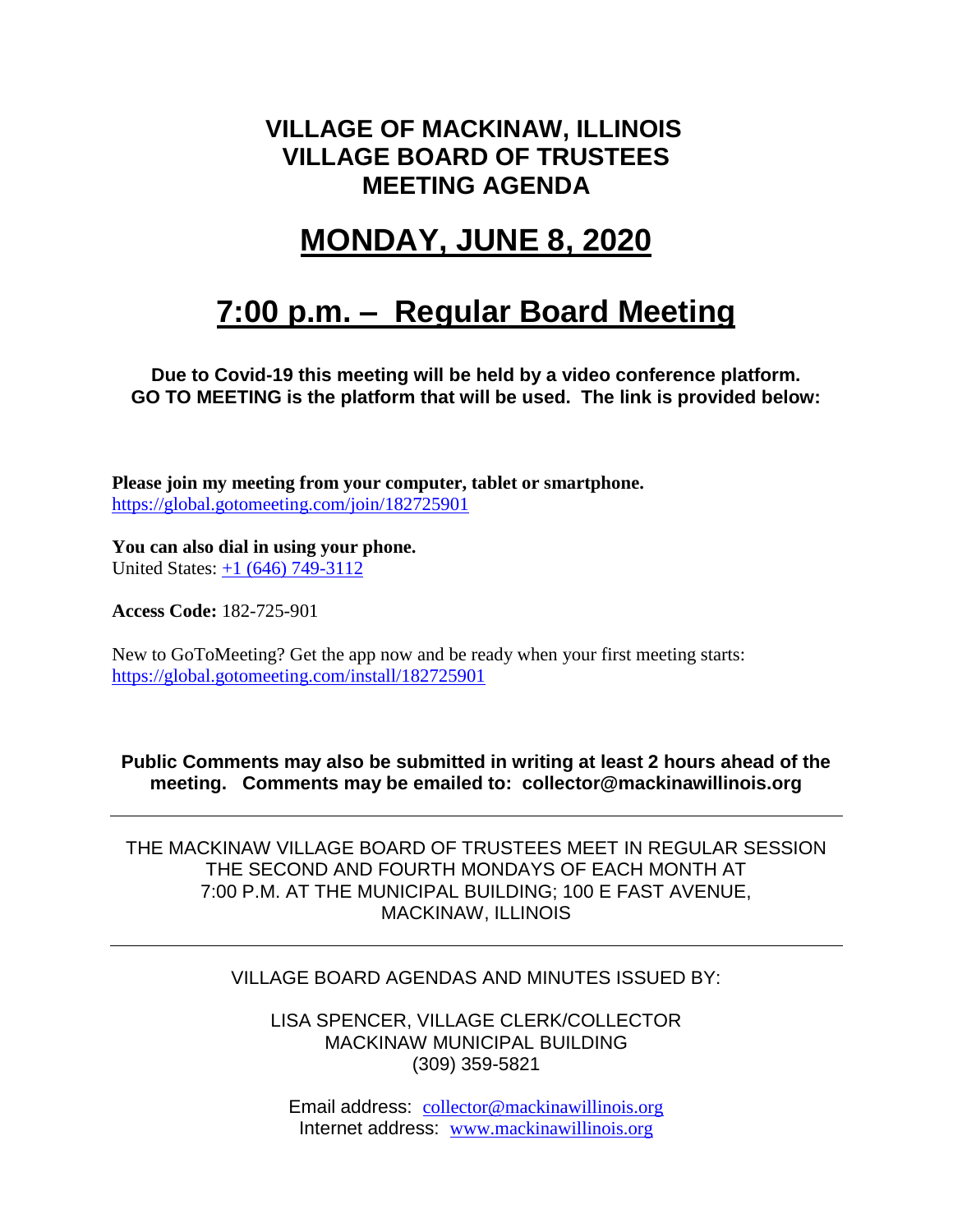# VILLAGE OF MACKINAW, ILLINOIS
# VILLAGE BOARD OF TRUSTEES
# MEETING AGENDA

## MONDAY, JUNE 8, 2020

## 7:00 p.m. – Regular Board Meeting

**Due to Covid-19 this meeting will be held by a video conference platform. GO TO MEETING is the platform that will be used. The link is provided below:**

**Please join my meeting from your computer, tablet or smartphone.**
https://global.gotomeeting.com/join/182725901

**You can also dial in using your phone.**
United States: +1 (646) 749-3112

**Access Code:** 182-725-901

New to GoToMeeting? Get the app now and be ready when your first meeting starts:
https://global.gotomeeting.com/install/182725901

**Public Comments may also be submitted in writing at least 2 hours ahead of the meeting. Comments may be emailed to: collector@mackinawillinois.org**

---

THE MACKINAW VILLAGE BOARD OF TRUSTEES MEET IN REGULAR SESSION THE SECOND AND FOURTH MONDAYS OF EACH MONTH AT 7:00 P.M. AT THE MUNICIPAL BUILDING; 100 E FAST AVENUE, MACKINAW, ILLINOIS

---

VILLAGE BOARD AGENDAS AND MINUTES ISSUED BY:

LISA SPENCER, VILLAGE CLERK/COLLECTOR
MACKINAW MUNICIPAL BUILDING
(309) 359-5821

Email address: collector@mackinawillinois.org
Internet address: www.mackinawillinois.org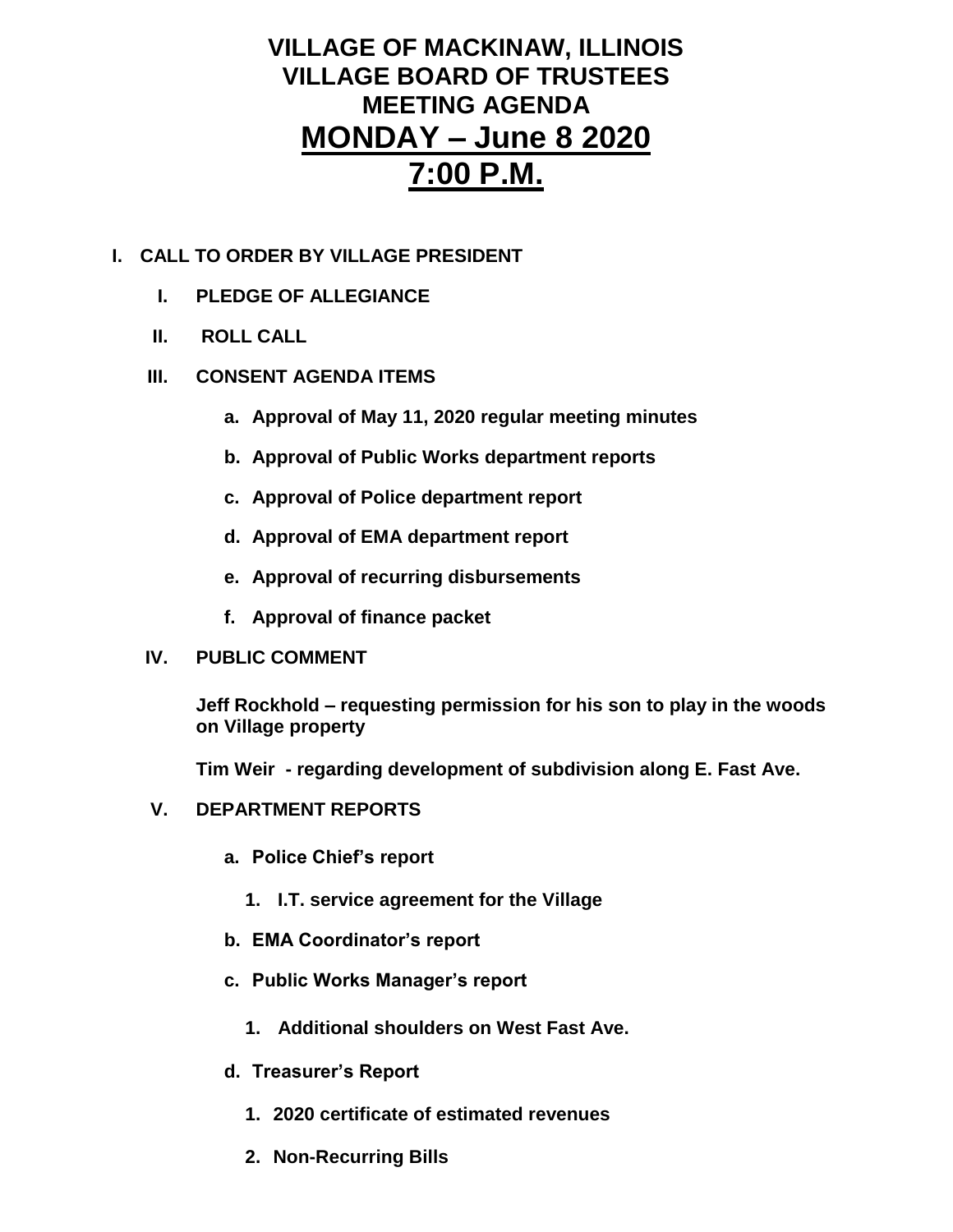# VILLAGE OF MACKINAW, ILLINOIS
# VILLAGE BOARD OF TRUSTEES
# MEETING AGENDA
# MONDAY – June 8 2020
# 7:00 P.M.

**I. CALL TO ORDER BY VILLAGE PRESIDENT**

**I. PLEDGE OF ALLEGIANCE**

**II. ROLL CALL**

**III. CONSENT AGENDA ITEMS**

- **a. Approval of May 11, 2020 regular meeting minutes**
- **b. Approval of Public Works department reports**
- **c. Approval of Police department report**
- **d. Approval of EMA department report**
- **e. Approval of recurring disbursements**
- **f. Approval of finance packet**

**IV. PUBLIC COMMENT**

**Jeff Rockhold – requesting permission for his son to play in the woods on Village property**

**Tim Weir - regarding development of subdivision along E. Fast Ave.**

**V. DEPARTMENT REPORTS**

- **a. Police Chief's report**
  1. **I.T. service agreement for the Village**
- **b. EMA Coordinator's report**
- **c. Public Works Manager's report**
  1. **Additional shoulders on West Fast Ave.**
- **d. Treasurer's Report**
  1. **2020 certificate of estimated revenues**
  2. **Non-Recurring Bills**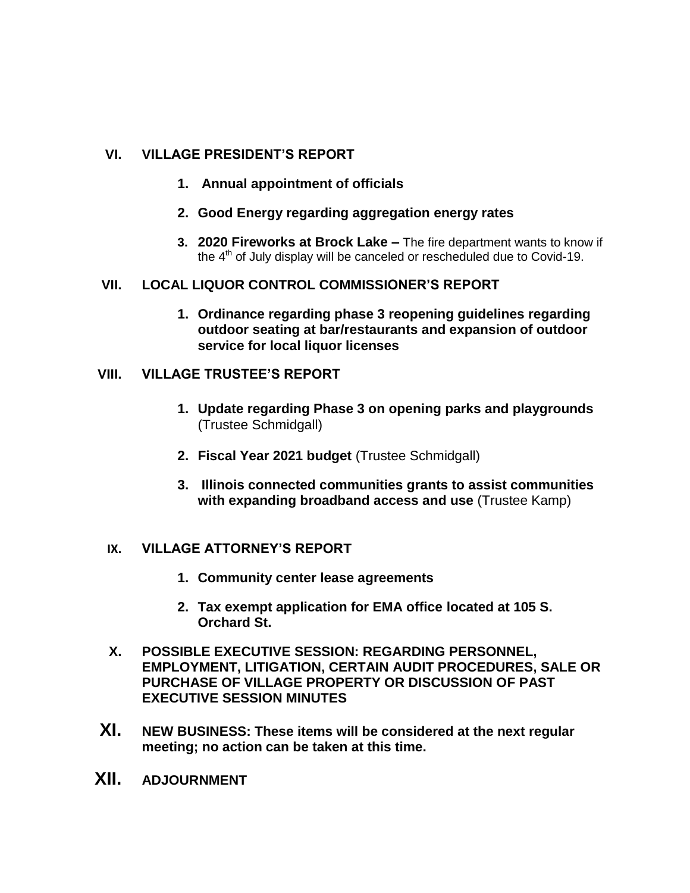## VI. VILLAGE PRESIDENT'S REPORT

1. **Annual appointment of officials**

2. **Good Energy regarding aggregation energy rates**

3. **2020 Fireworks at Brock Lake –** The fire department wants to know if the 4th of July display will be canceled or rescheduled due to Covid-19.

## VII. LOCAL LIQUOR CONTROL COMMISSIONER'S REPORT

1. **Ordinance regarding phase 3 reopening guidelines regarding outdoor seating at bar/restaurants and expansion of outdoor service for local liquor licenses**

## VIII. VILLAGE TRUSTEE'S REPORT

1. **Update regarding Phase 3 on opening parks and playgrounds** (Trustee Schmidgall)

2. **Fiscal Year 2021 budget** (Trustee Schmidgall)

3. **Illinois connected communities grants to assist communities with expanding broadband access and use** (Trustee Kamp)

## IX. VILLAGE ATTORNEY'S REPORT

1. **Community center lease agreements**

2. **Tax exempt application for EMA office located at 105 S. Orchard St.**

## X. POSSIBLE EXECUTIVE SESSION: REGARDING PERSONNEL, EMPLOYMENT, LITIGATION, CERTAIN AUDIT PROCEDURES, SALE OR PURCHASE OF VILLAGE PROPERTY OR DISCUSSION OF PAST EXECUTIVE SESSION MINUTES

## XI. NEW BUSINESS: These items will be considered at the next regular meeting; no action can be taken at this time.

## XII. ADJOURNMENT